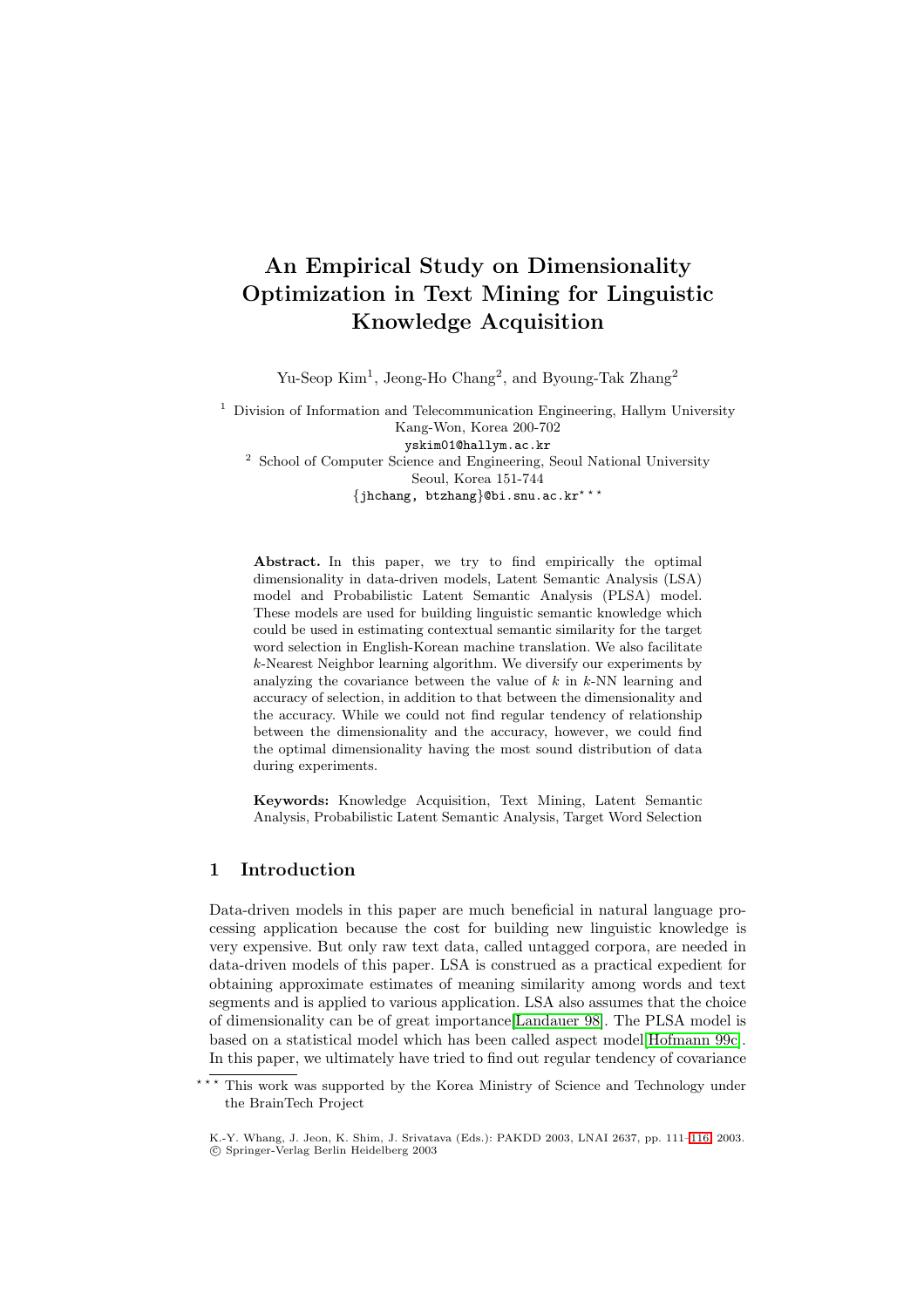# An Empirical Study on Dimensionality Optimization in Text Mining for Linguistic Knowledge Acquisition

Yu-Seop Kim[1], Jeong-Ho Chang[2], and Byoung-Tak Zhang[2]

[1] Division of Information and Telecommunication Engineering, Hallym University
Kang-Won, Korea 200-702
yskim01@hallym.ac.kr

[2] School of Computer Science and Engineering, Seoul National University
Seoul, Korea 151-744
{jhchang, btzhang}@bi.snu.ac.kr***

**Abstract.** In this paper, we try to find empirically the optimal dimensionality in data-driven models, Latent Semantic Analysis (LSA) model and Probabilistic Latent Semantic Analysis (PLSA) model. These models are used for building linguistic semantic knowledge which could be used in estimating contextual semantic similarity for the target word selection in English-Korean machine translation. We also facilitate $k$-Nearest Neighbor learning algorithm. We diversify our experiments by analyzing the covariance between the value of $k$ in $k$-NN learning and accuracy of selection, in addition to that between the dimensionality and the accuracy. While we could not find regular tendency of relationship between the dimensionality and the accuracy, however, we could find the optimal dimensionality having the most sound distribution of data during experiments.

**Keywords:** Knowledge Acquisition, Text Mining, Latent Semantic Analysis, Probabilistic Latent Semantic Analysis, Target Word Selection

## 1 Introduction

Data-driven models in this paper are much beneficial in natural language processing application because the cost for building new linguistic knowledge is very expensive. But only raw text data, called untagged corpora, are needed in data-driven models of this paper. LSA is construed as a practical expedient for obtaining approximate estimates of meaning similarity among words and text segments and is applied to various application. LSA also assumes that the choice of dimensionality can be of great importance[Landauer 98]. The PLSA model is based on a statistical model which has been called aspect model[Hofmann 99c]. In this paper, we ultimately have tried to find out regular tendency of covariance

*** This work was supported by the Korea Ministry of Science and Technology under the BrainTech Project

K.-Y. Whang, J. Jeon, K. Shim, J. Srivatava (Eds.): PAKDD 2003, LNAI 2637, pp. 111–116, 2003.
© Springer-Verlag Berlin Heidelberg 2003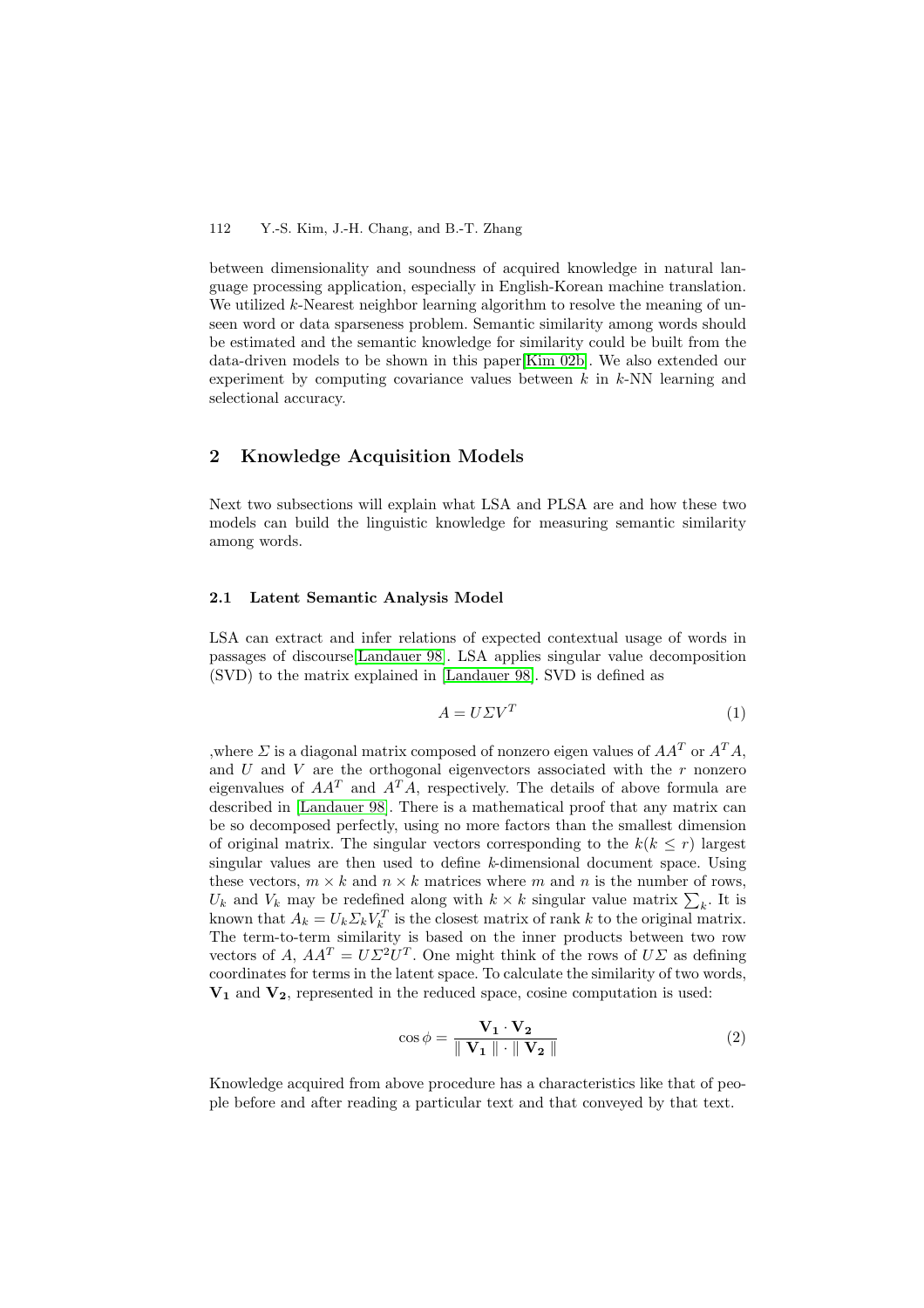between dimensionality and soundness of acquired knowledge in natural language processing application, especially in English-Korean machine translation. We utilized $k$-Nearest neighbor learning algorithm to resolve the meaning of unseen word or data sparseness problem. Semantic similarity among words should be estimated and the semantic knowledge for similarity could be built from the data-driven models to be shown in this paper[Kim 02b]. We also extended our experiment by computing covariance values between $k$ in $k$-NN learning and selectional accuracy.

## 2 Knowledge Acquisition Models

Next two subsections will explain what LSA and PLSA are and how these two models can build the linguistic knowledge for measuring semantic similarity among words.

### 2.1 Latent Semantic Analysis Model

LSA can extract and infer relations of expected contextual usage of words in passages of discourse[Landauer 98]. LSA applies singular value decomposition (SVD) to the matrix explained in [Landauer 98]. SVD is defined as

$$A = U\Sigma V^T \tag{1}$$

,where $\Sigma$ is a diagonal matrix composed of nonzero eigen values of $AA^T$ or $A^TA$, and $U$ and $V$ are the orthogonal eigenvectors associated with the $r$ nonzero eigenvalues of $AA^T$ and $A^TA$, respectively. The details of above formula are described in [Landauer 98]. There is a mathematical proof that any matrix can be so decomposed perfectly, using no more factors than the smallest dimension of original matrix. The singular vectors corresponding to the $k(k \le r)$ largest singular values are then used to define $k$-dimensional document space. Using these vectors, $m \times k$ and $n \times k$ matrices where $m$ and $n$ is the number of rows, $U_k$ and $V_k$ may be redefined along with $k \times k$ singular value matrix $\sum_k$. It is known that $A_k = U_k\Sigma_k V_k^T$ is the closest matrix of rank $k$ to the original matrix. The term-to-term similarity is based on the inner products between two row vectors of $A$, $AA^T = U\Sigma^2U^T$. One might think of the rows of $U\Sigma$ as defining coordinates for terms in the latent space. To calculate the similarity of two words, $\mathbf{V_1}$ and $\mathbf{V_2}$, represented in the reduced space, cosine computation is used:

$$\cos\phi = \frac{\mathbf{V_1} \cdot \mathbf{V_2}}{\parallel \mathbf{V_1} \parallel \cdot \parallel \mathbf{V_2} \parallel} \tag{2}$$

Knowledge acquired from above procedure has a characteristics like that of people before and after reading a particular text and that conveyed by that text.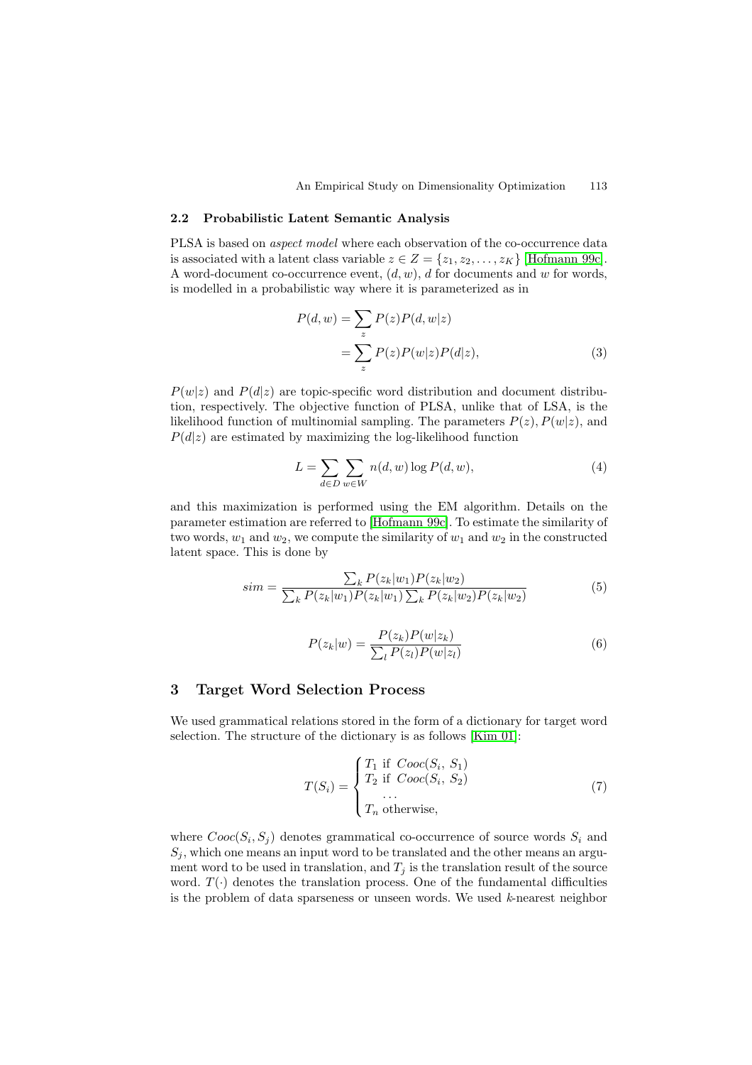### 2.2 Probabilistic Latent Semantic Analysis

PLSA is based on *aspect model* where each observation of the co-occurrence data is associated with a latent class variable $z \in Z = \{z_1, z_2, \ldots, z_K\}$ [Hofmann 99c]. A word-document co-occurrence event, $(d, w)$, $d$ for documents and $w$ for words, is modelled in a probabilistic way where it is parameterized as in

$$
\begin{aligned}
P(d, w) &= \sum_z P(z)P(d, w|z) \\
&= \sum_z P(z)P(w|z)P(d|z),
\end{aligned}
\tag{3}
$$

$P(w|z)$ and $P(d|z)$ are topic-specific word distribution and document distribution, respectively. The objective function of PLSA, unlike that of LSA, is the likelihood function of multinomial sampling. The parameters $P(z), P(w|z)$, and $P(d|z)$ are estimated by maximizing the log-likelihood function

$$
L = \sum_{d \in D} \sum_{w \in W} n(d, w) \log P(d, w),
\tag{4}
$$

and this maximization is performed using the EM algorithm. Details on the parameter estimation are referred to [Hofmann 99c]. To estimate the similarity of two words, $w_1$ and $w_2$, we compute the similarity of $w_1$ and $w_2$ in the constructed latent space. This is done by

$$
sim = \frac{\sum_k P(z_k|w_1)P(z_k|w_2)}{\sum_k P(z_k|w_1)P(z_k|w_1) \sum_k P(z_k|w_2)P(z_k|w_2)}
\tag{5}
$$

$$
P(z_k|w) = \frac{P(z_k)P(w|z_k)}{\sum_l P(z_l)P(w|z_l)}
\tag{6}
$$

## 3 Target Word Selection Process

We used grammatical relations stored in the form of a dictionary for target word selection. The structure of the dictionary is as follows [Kim 01]:

$$
T(S_i) = \begin{cases}
T_1 \text{ if } Cooc(S_i, S_1) \\
T_2 \text{ if } Cooc(S_i, S_2) \\
\quad \ldots \\
T_n \text{ otherwise,}
\end{cases}
\tag{7}
$$

where $Cooc(S_i, S_j)$ denotes grammatical co-occurrence of source words $S_i$ and $S_j$, which one means an input word to be translated and the other means an argument word to be used in translation, and $T_j$ is the translation result of the source word. $T(\cdot)$ denotes the translation process. One of the fundamental difficulties is the problem of data sparseness or unseen words. We used $k$-nearest neighbor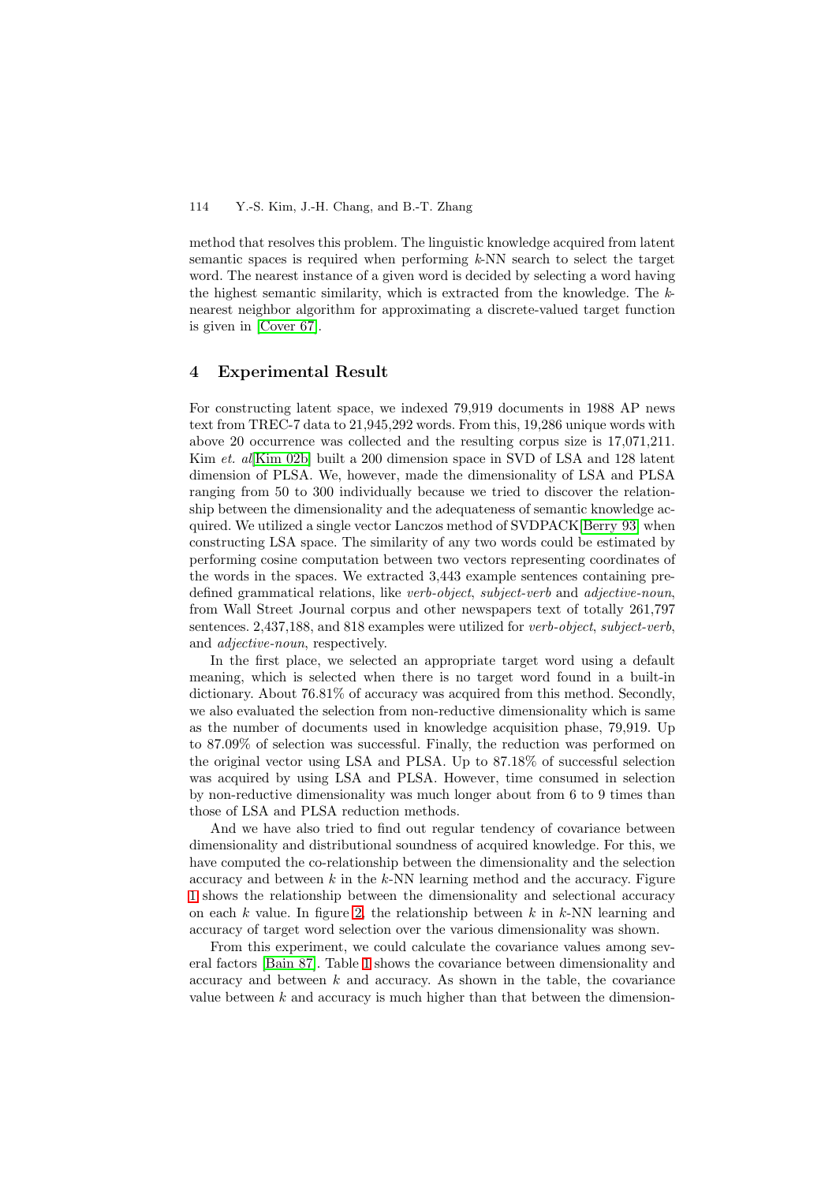method that resolves this problem. The linguistic knowledge acquired from latent semantic spaces is required when performing $k$-NN search to select the target word. The nearest instance of a given word is decided by selecting a word having the highest semantic similarity, which is extracted from the knowledge. The $k$-nearest neighbor algorithm for approximating a discrete-valued target function is given in [Cover 67].

## 4 Experimental Result

For constructing latent space, we indexed 79,919 documents in 1988 AP news text from TREC-7 data to 21,945,292 words. From this, 19,286 unique words with above 20 occurrence was collected and the resulting corpus size is 17,071,211. Kim *et. al*[Kim 02b] built a 200 dimension space in SVD of LSA and 128 latent dimension of PLSA. We, however, made the dimensionality of LSA and PLSA ranging from 50 to 300 individually because we tried to discover the relationship between the dimensionality and the adequateness of semantic knowledge acquired. We utilized a single vector Lanczos method of SVDPACK[Berry 93] when constructing LSA space. The similarity of any two words could be estimated by performing cosine computation between two vectors representing coordinates of the words in the spaces. We extracted 3,443 example sentences containing predefined grammatical relations, like *verb-object*, *subject-verb* and *adjective-noun*, from Wall Street Journal corpus and other newspapers text of totally 261,797 sentences. 2,437,188, and 818 examples were utilized for *verb-object*, *subject-verb*, and *adjective-noun*, respectively.

In the first place, we selected an appropriate target word using a default meaning, which is selected when there is no target word found in a built-in dictionary. About 76.81% of accuracy was acquired from this method. Secondly, we also evaluated the selection from non-reductive dimensionality which is same as the number of documents used in knowledge acquisition phase, 79,919. Up to 87.09% of selection was successful. Finally, the reduction was performed on the original vector using LSA and PLSA. Up to 87.18% of successful selection was acquired by using LSA and PLSA. However, time consumed in selection by non-reductive dimensionality was much longer about from 6 to 9 times than those of LSA and PLSA reduction methods.

And we have also tried to find out regular tendency of covariance between dimensionality and distributional soundness of acquired knowledge. For this, we have computed the co-relationship between the dimensionality and the selection accuracy and between $k$ in the $k$-NN learning method and the accuracy. Figure 1 shows the relationship between the dimensionality and selectional accuracy on each $k$ value. In figure 2, the relationship between $k$ in $k$-NN learning and accuracy of target word selection over the various dimensionality was shown.

From this experiment, we could calculate the covariance values among several factors [Bain 87]. Table 1 shows the covariance between dimensionality and accuracy and between $k$ and accuracy. As shown in the table, the covariance value between $k$ and accuracy is much higher than that between the dimension-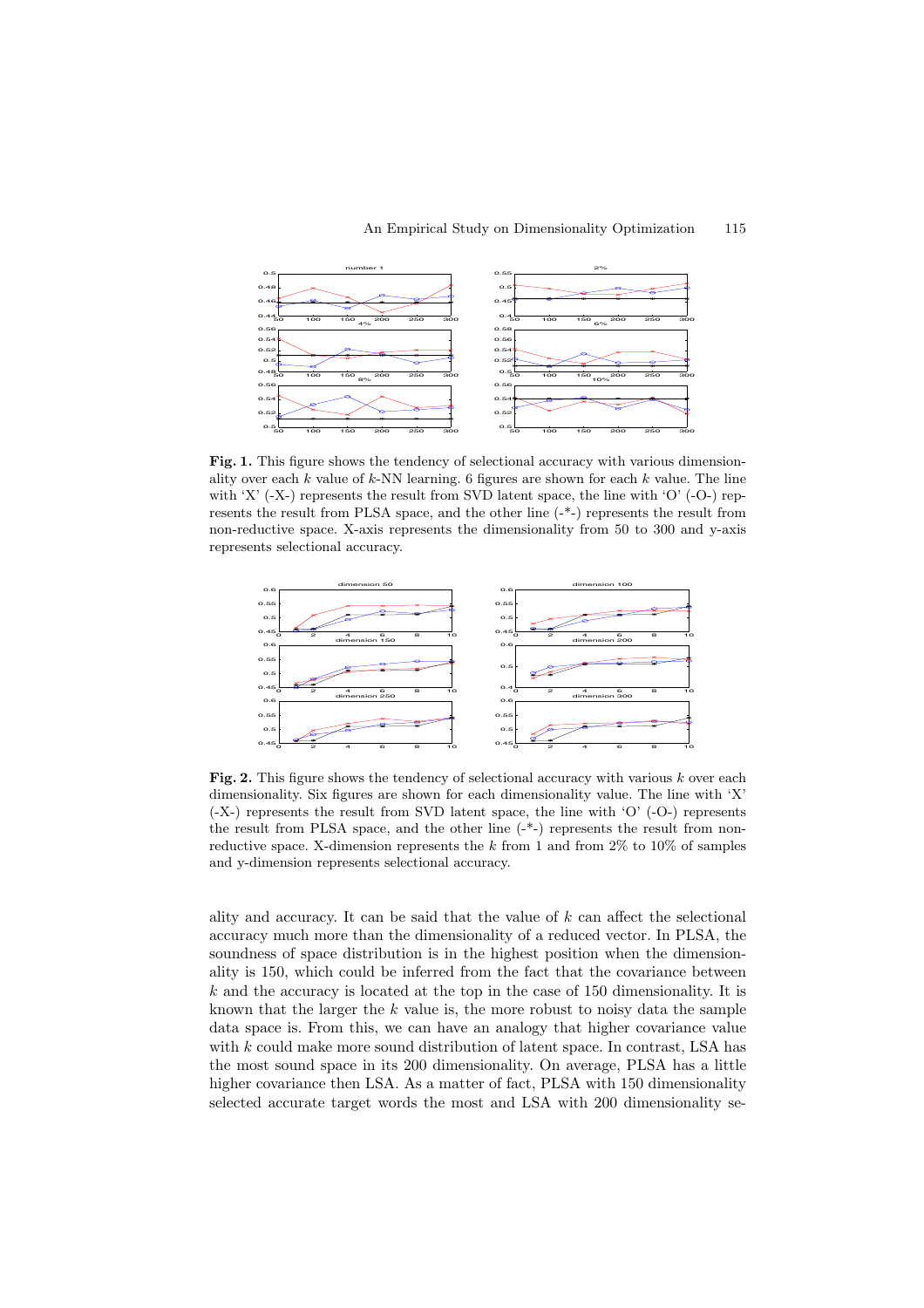**Fig. 1.** This figure shows the tendency of selectional accuracy with various dimensionality over each $k$ value of $k$-NN learning. 6 figures are shown for each $k$ value. The line with 'X' (-X-) represents the result from SVD latent space, the line with 'O' (-O-) represents the result from PLSA space, and the other line (-*-) represents the result from non-reductive space. X-axis represents the dimensionality from 50 to 300 and y-axis represents selectional accuracy.

**Fig. 2.** This figure shows the tendency of selectional accuracy with various $k$ over each dimensionality. Six figures are shown for each dimensionality value. The line with 'X' (-X-) represents the result from SVD latent space, the line with 'O' (-O-) represents the result from PLSA space, and the other line (-*-) represents the result from non-reductive space. X-dimension represents the $k$ from 1 and from 2% to 10% of samples and y-dimension represents selectional accuracy.

ality and accuracy. It can be said that the value of $k$ can affect the selectional accuracy much more than the dimensionality of a reduced vector. In PLSA, the soundness of space distribution is in the highest position when the dimensionality is 150, which could be inferred from the fact that the covariance between $k$ and the accuracy is located at the top in the case of 150 dimensionality. It is known that the larger the $k$ value is, the more robust to noisy data the sample data space is. From this, we can have an analogy that higher covariance value with $k$ could make more sound distribution of latent space. In contrast, LSA has the most sound space in its 200 dimensionality. On average, PLSA has a little higher covariance then LSA. As a matter of fact, PLSA with 150 dimensionality selected accurate target words the most and LSA with 200 dimensionality se-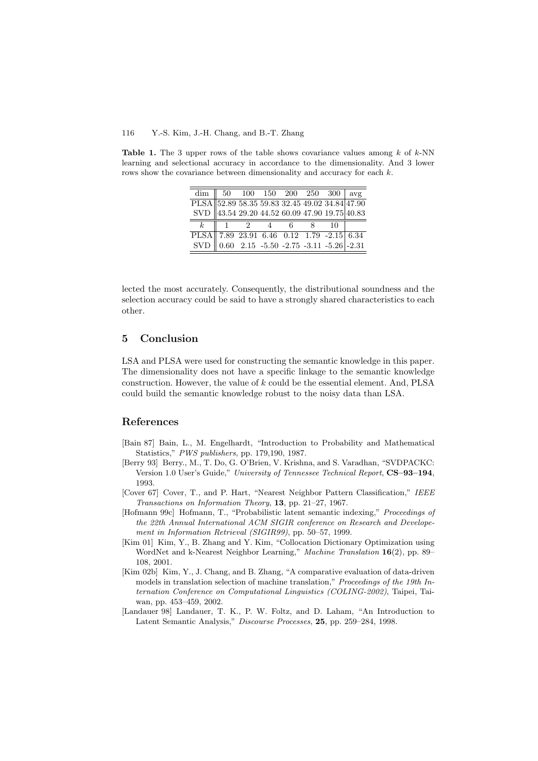**Table 1.** The 3 upper rows of the table shows covariance values among $k$ of $k$-NN learning and selectional accuracy in accordance to the dimensionality. And 3 lower rows show the covariance between dimensionality and accuracy for each $k$.

| dim | 50 | 100 | 150 | 200 | 250 | 300 | avg |
|---|---|---|---|---|---|---|---|
| PLSA | 52.89 | 58.35 | 59.83 | 32.45 | 49.02 | 34.84 | 47.90 |
| SVD | 43.54 | 29.20 | 44.52 | 60.09 | 47.90 | 19.75 | 40.83 |
| $k$ | 1 | 2 | 4 | 6 | 8 | 10 | |
| PLSA | 7.89 | 23.91 | 6.46 | 0.12 | 1.79 | -2.15 | 6.34 |
| SVD | 0.60 | 2.15 | -5.50 | -2.75 | -3.11 | -5.26 | -2.31 |

lected the most accurately. Consequently, the distributional soundness and the selection accuracy could be said to have a strongly shared characteristics to each other.

## 5 Conclusion

LSA and PLSA were used for constructing the semantic knowledge in this paper. The dimensionality does not have a specific linkage to the semantic knowledge construction. However, the value of $k$ could be the essential element. And, PLSA could build the semantic knowledge robust to the noisy data than LSA.

## References

[Bain 87] Bain, L., M. Engelhardt, "Introduction to Probability and Mathematical Statistics," *PWS publishers*, pp. 179,190, 1987.

[Berry 93] Berry., M., T. Do, G. O'Brien, V. Krishna, and S. Varadhan, "SVDPACKC: Version 1.0 User's Guide," *University of Tennessee Technical Report*, **CS–93–194**, 1993.

[Cover 67] Cover, T., and P. Hart, "Nearest Neighbor Pattern Classification," *IEEE Transactions on Information Theory*, **13**, pp. 21–27, 1967.

[Hofmann 99c] Hofmann, T., "Probabilistic latent semantic indexing," *Proceedings of the 22th Annual International ACM SIGIR conference on Research and Developement in Information Retrieval (SIGIR99)*, pp. 50–57, 1999.

[Kim 01] Kim, Y., B. Zhang and Y. Kim, "Collocation Dictionary Optimization using WordNet and k-Nearest Neighbor Learning," *Machine Translation* **16**(2), pp. 89–108, 2001.

[Kim 02b] Kim, Y., J. Chang, and B. Zhang, "A comparative evaluation of data-driven models in translation selection of machine translation," *Proceedings of the 19th Internation Conference on Computational Linguistics (COLING-2002)*, Taipei, Taiwan, pp. 453–459, 2002.

[Landauer 98] Landauer, T. K., P. W. Foltz, and D. Laham, "An Introduction to Latent Semantic Analysis," *Discourse Processes*, **25**, pp. 259–284, 1998.